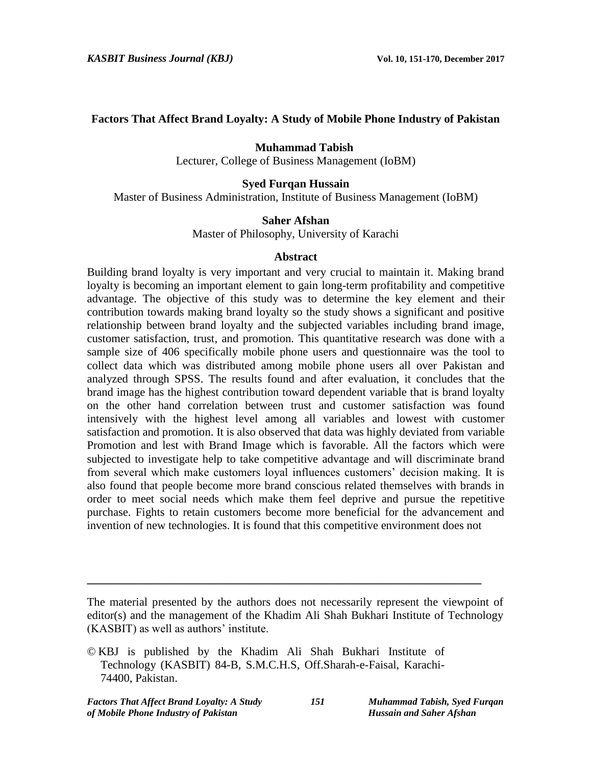# Factors That Affect Brand Loyalty: A Study of Mobile Phone Industry of Pakistan

**Muhammad Tabish**
Lecturer, College of Business Management (IoBM)

**Syed Furqan Hussain**
Master of Business Administration, Institute of Business Management (IoBM)

**Saher Afshan**
Master of Philosophy, University of Karachi

## Abstract

Building brand loyalty is very important and very crucial to maintain it. Making brand loyalty is becoming an important element to gain long-term profitability and competitive advantage. The objective of this study was to determine the key element and their contribution towards making brand loyalty so the study shows a significant and positive relationship between brand loyalty and the subjected variables including brand image, customer satisfaction, trust, and promotion. This quantitative research was done with a sample size of 406 specifically mobile phone users and questionnaire was the tool to collect data which was distributed among mobile phone users all over Pakistan and analyzed through SPSS. The results found and after evaluation, it concludes that the brand image has the highest contribution toward dependent variable that is brand loyalty on the other hand correlation between trust and customer satisfaction was found intensively with the highest level among all variables and lowest with customer satisfaction and promotion. It is also observed that data was highly deviated from variable Promotion and lest with Brand Image which is favorable. All the factors which were subjected to investigate help to take competitive advantage and will discriminate brand from several which make customers loyal influences customers' decision making. It is also found that people become more brand conscious related themselves with brands in order to meet social needs which make them feel deprive and pursue the repetitive purchase. Fights to retain customers become more beneficial for the advancement and invention of new technologies. It is found that this competitive environment does not

---

The material presented by the authors does not necessarily represent the viewpoint of editor(s) and the management of the Khadim Ali Shah Bukhari Institute of Technology (KASBIT) as well as authors' institute.

© KBJ is published by the Khadim Ali Shah Bukhari Institute of Technology (KASBIT) 84-B, S.M.C.H.S, Off.Sharah-e-Faisal, Karachi-74400, Pakistan.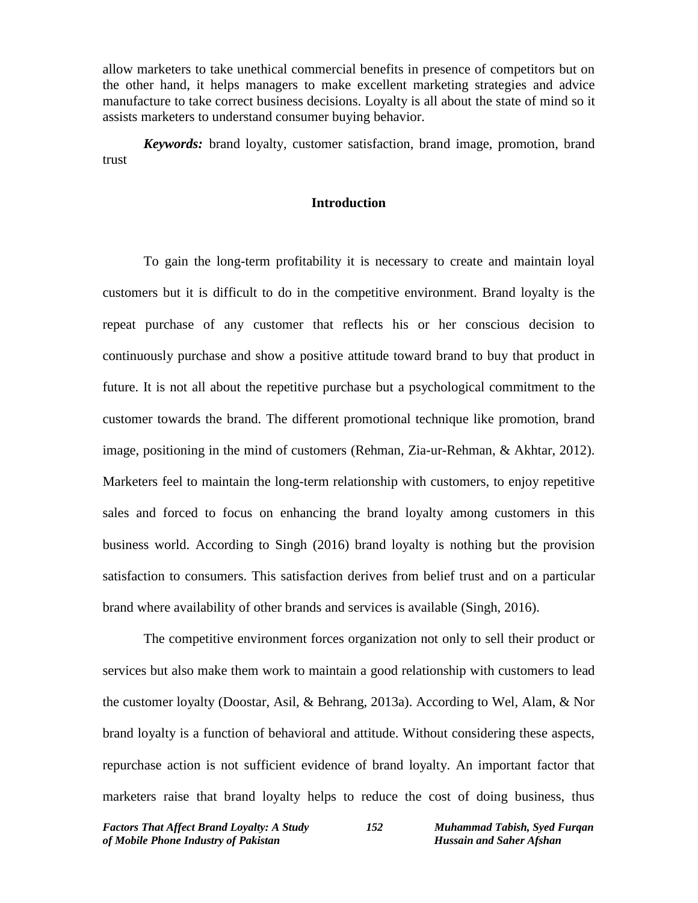allow marketers to take unethical commercial benefits in presence of competitors but on the other hand, it helps managers to make excellent marketing strategies and advice manufacture to take correct business decisions. Loyalty is all about the state of mind so it assists marketers to understand consumer buying behavior.

***Keywords:*** brand loyalty, customer satisfaction, brand image, promotion, brand trust

## Introduction

To gain the long-term profitability it is necessary to create and maintain loyal customers but it is difficult to do in the competitive environment. Brand loyalty is the repeat purchase of any customer that reflects his or her conscious decision to continuously purchase and show a positive attitude toward brand to buy that product in future. It is not all about the repetitive purchase but a psychological commitment to the customer towards the brand. The different promotional technique like promotion, brand image, positioning in the mind of customers (Rehman, Zia-ur-Rehman, & Akhtar, 2012). Marketers feel to maintain the long-term relationship with customers, to enjoy repetitive sales and forced to focus on enhancing the brand loyalty among customers in this business world. According to Singh (2016) brand loyalty is nothing but the provision satisfaction to consumers. This satisfaction derives from belief trust and on a particular brand where availability of other brands and services is available (Singh, 2016).

The competitive environment forces organization not only to sell their product or services but also make them work to maintain a good relationship with customers to lead the customer loyalty (Doostar, Asil, & Behrang, 2013a). According to Wel, Alam, & Nor brand loyalty is a function of behavioral and attitude. Without considering these aspects, repurchase action is not sufficient evidence of brand loyalty. An important factor that marketers raise that brand loyalty helps to reduce the cost of doing business, thus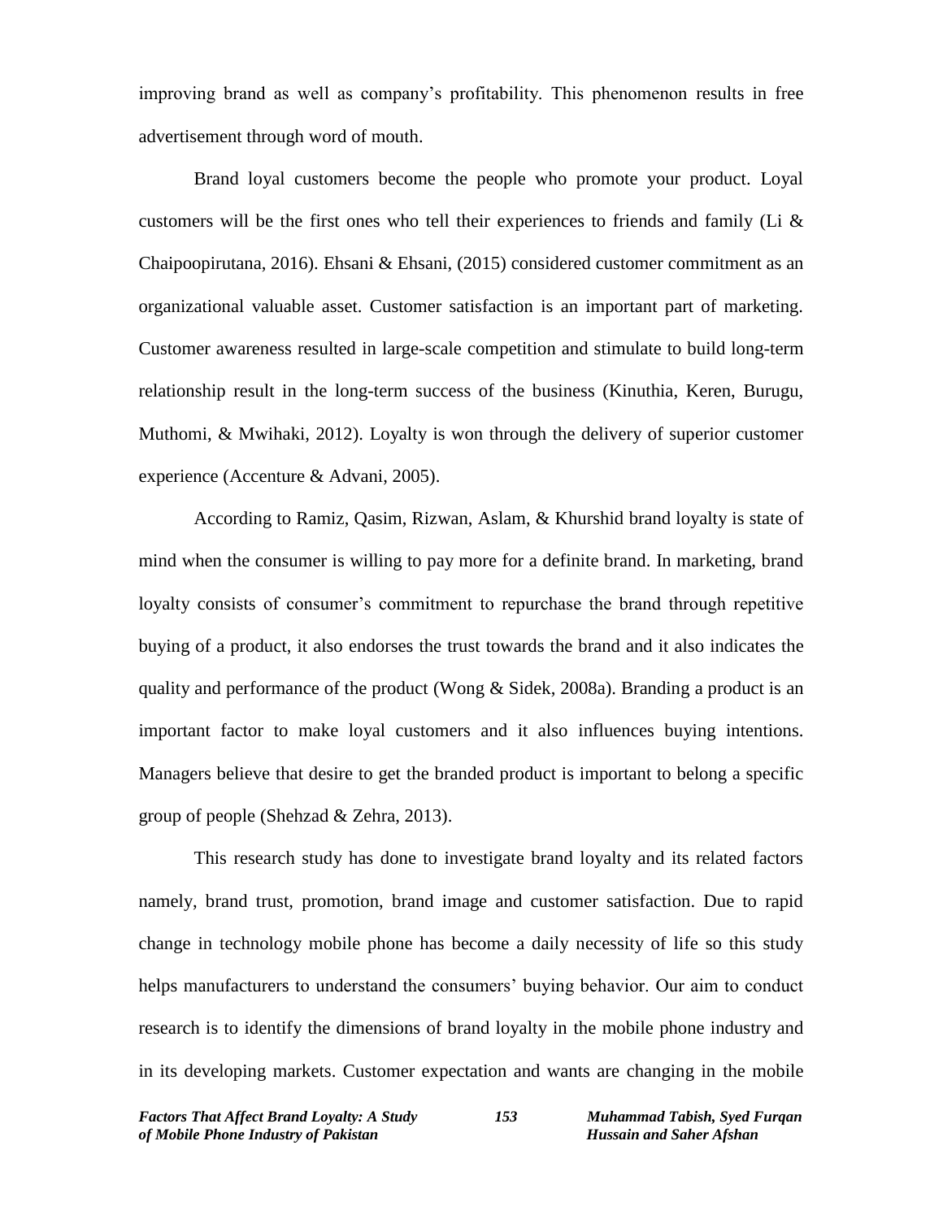improving brand as well as company's profitability. This phenomenon results in free advertisement through word of mouth.

Brand loyal customers become the people who promote your product. Loyal customers will be the first ones who tell their experiences to friends and family (Li & Chaipoopirutana, 2016). Ehsani & Ehsani, (2015) considered customer commitment as an organizational valuable asset. Customer satisfaction is an important part of marketing. Customer awareness resulted in large-scale competition and stimulate to build long-term relationship result in the long-term success of the business (Kinuthia, Keren, Burugu, Muthomi, & Mwihaki, 2012). Loyalty is won through the delivery of superior customer experience (Accenture & Advani, 2005).

According to Ramiz, Qasim, Rizwan, Aslam, & Khurshid brand loyalty is state of mind when the consumer is willing to pay more for a definite brand. In marketing, brand loyalty consists of consumer's commitment to repurchase the brand through repetitive buying of a product, it also endorses the trust towards the brand and it also indicates the quality and performance of the product (Wong & Sidek, 2008a). Branding a product is an important factor to make loyal customers and it also influences buying intentions. Managers believe that desire to get the branded product is important to belong a specific group of people (Shehzad & Zehra, 2013).

This research study has done to investigate brand loyalty and its related factors namely, brand trust, promotion, brand image and customer satisfaction. Due to rapid change in technology mobile phone has become a daily necessity of life so this study helps manufacturers to understand the consumers' buying behavior. Our aim to conduct research is to identify the dimensions of brand loyalty in the mobile phone industry and in its developing markets. Customer expectation and wants are changing in the mobile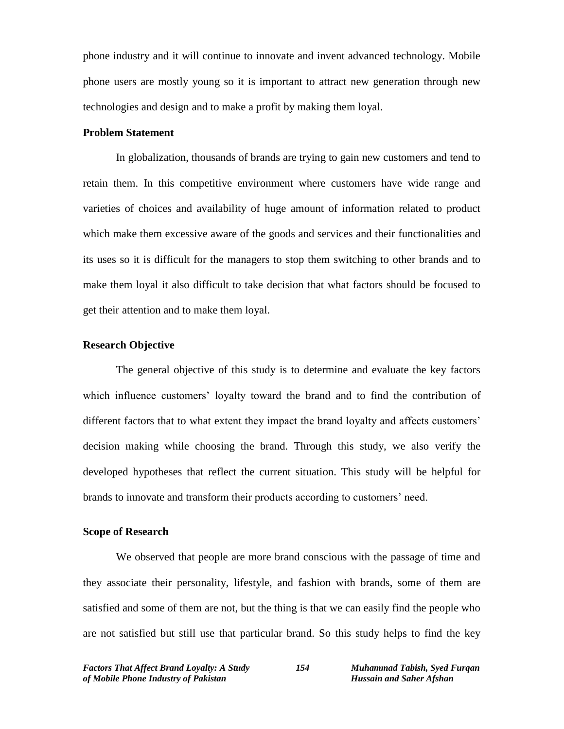phone industry and it will continue to innovate and invent advanced technology. Mobile phone users are mostly young so it is important to attract new generation through new technologies and design and to make a profit by making them loyal.

## Problem Statement

In globalization, thousands of brands are trying to gain new customers and tend to retain them. In this competitive environment where customers have wide range and varieties of choices and availability of huge amount of information related to product which make them excessive aware of the goods and services and their functionalities and its uses so it is difficult for the managers to stop them switching to other brands and to make them loyal it also difficult to take decision that what factors should be focused to get their attention and to make them loyal.

## Research Objective

The general objective of this study is to determine and evaluate the key factors which influence customers' loyalty toward the brand and to find the contribution of different factors that to what extent they impact the brand loyalty and affects customers' decision making while choosing the brand. Through this study, we also verify the developed hypotheses that reflect the current situation. This study will be helpful for brands to innovate and transform their products according to customers' need.

## Scope of Research

We observed that people are more brand conscious with the passage of time and they associate their personality, lifestyle, and fashion with brands, some of them are satisfied and some of them are not, but the thing is that we can easily find the people who are not satisfied but still use that particular brand. So this study helps to find the key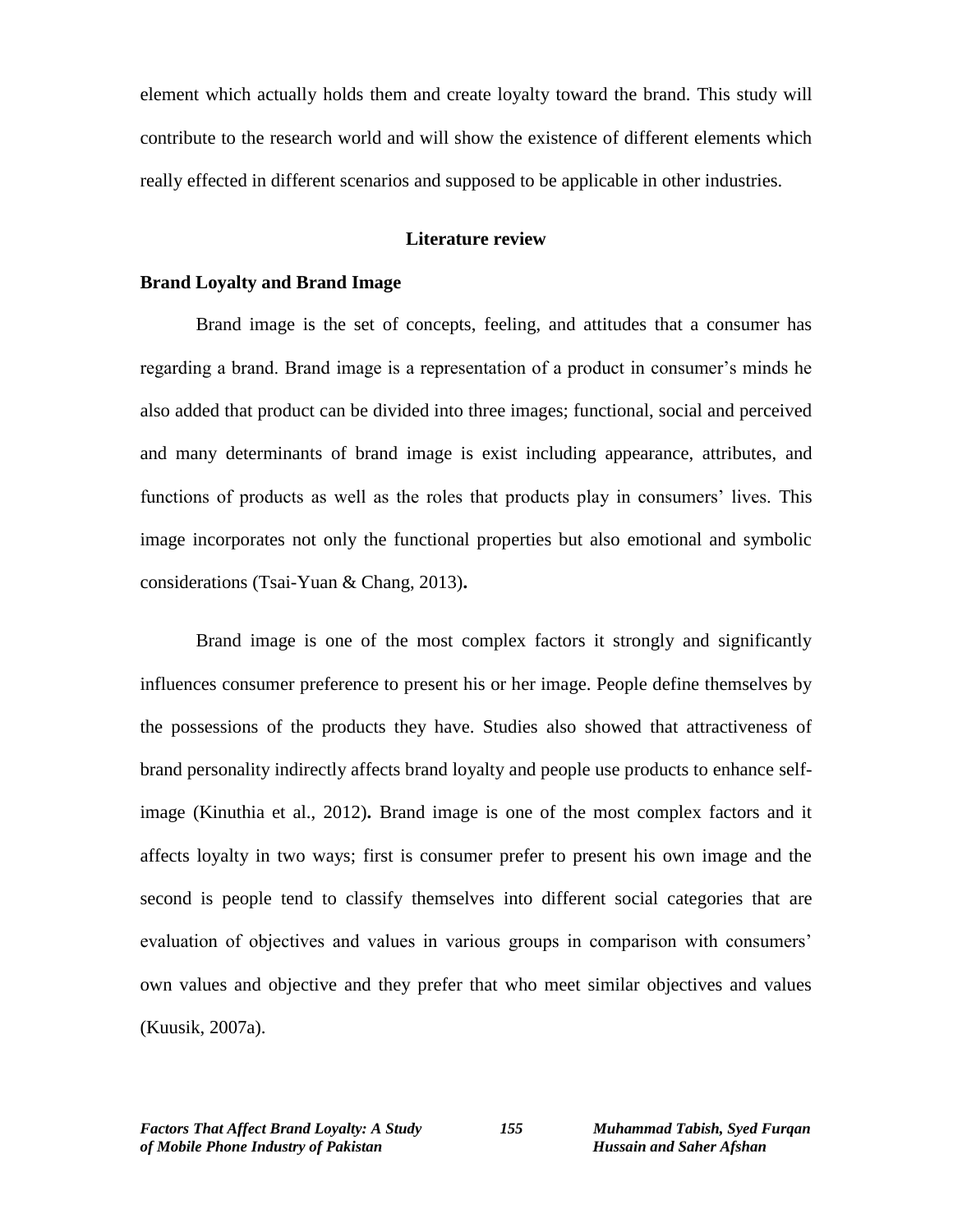element which actually holds them and create loyalty toward the brand. This study will contribute to the research world and will show the existence of different elements which really effected in different scenarios and supposed to be applicable in other industries.

## Literature review

### Brand Loyalty and Brand Image

Brand image is the set of concepts, feeling, and attitudes that a consumer has regarding a brand. Brand image is a representation of a product in consumer's minds he also added that product can be divided into three images; functional, social and perceived and many determinants of brand image is exist including appearance, attributes, and functions of products as well as the roles that products play in consumers' lives. This image incorporates not only the functional properties but also emotional and symbolic considerations (Tsai-Yuan & Chang, 2013).

Brand image is one of the most complex factors it strongly and significantly influences consumer preference to present his or her image. People define themselves by the possessions of the products they have. Studies also showed that attractiveness of brand personality indirectly affects brand loyalty and people use products to enhance self-image (Kinuthia et al., 2012). Brand image is one of the most complex factors and it affects loyalty in two ways; first is consumer prefer to present his own image and the second is people tend to classify themselves into different social categories that are evaluation of objectives and values in various groups in comparison with consumers' own values and objective and they prefer that who meet similar objectives and values (Kuusik, 2007a).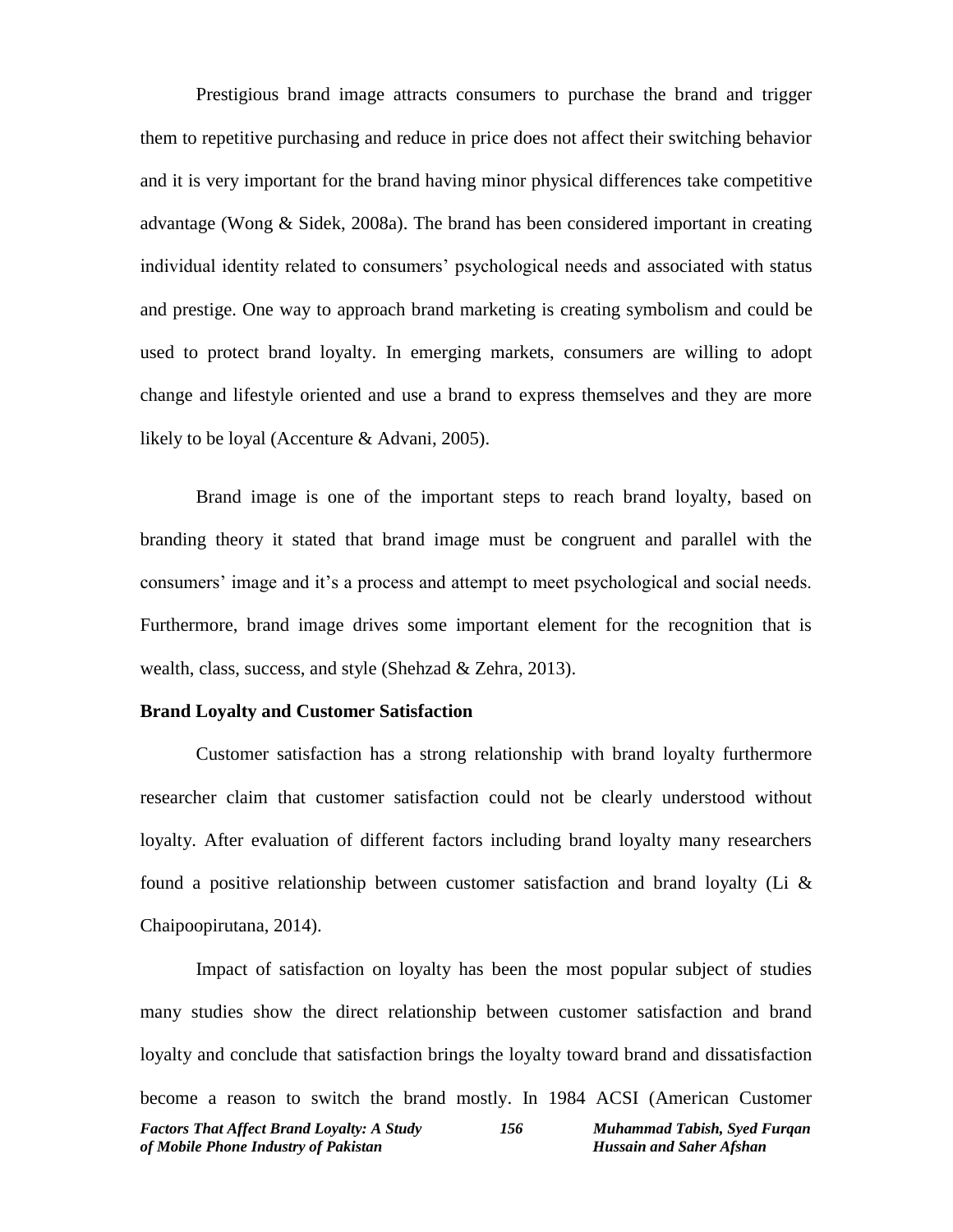Prestigious brand image attracts consumers to purchase the brand and trigger them to repetitive purchasing and reduce in price does not affect their switching behavior and it is very important for the brand having minor physical differences take competitive advantage (Wong & Sidek, 2008a). The brand has been considered important in creating individual identity related to consumers' psychological needs and associated with status and prestige. One way to approach brand marketing is creating symbolism and could be used to protect brand loyalty. In emerging markets, consumers are willing to adopt change and lifestyle oriented and use a brand to express themselves and they are more likely to be loyal (Accenture & Advani, 2005).

Brand image is one of the important steps to reach brand loyalty, based on branding theory it stated that brand image must be congruent and parallel with the consumers' image and it's a process and attempt to meet psychological and social needs. Furthermore, brand image drives some important element for the recognition that is wealth, class, success, and style (Shehzad & Zehra, 2013).

**Brand Loyalty and Customer Satisfaction**

Customer satisfaction has a strong relationship with brand loyalty furthermore researcher claim that customer satisfaction could not be clearly understood without loyalty. After evaluation of different factors including brand loyalty many researchers found a positive relationship between customer satisfaction and brand loyalty (Li & Chaipoopirutana, 2014).

Impact of satisfaction on loyalty has been the most popular subject of studies many studies show the direct relationship between customer satisfaction and brand loyalty and conclude that satisfaction brings the loyalty toward brand and dissatisfaction become a reason to switch the brand mostly. In 1984 ACSI (American Customer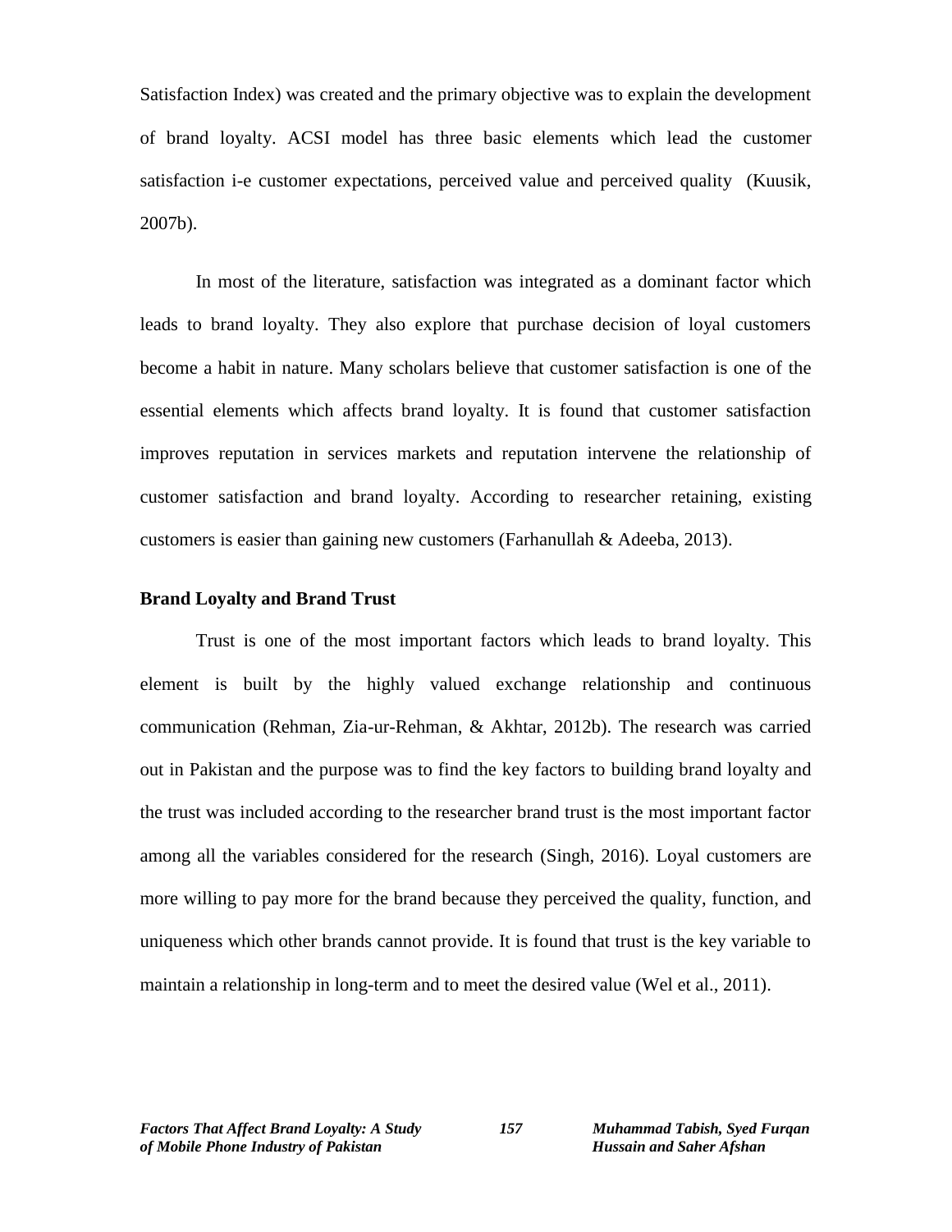Satisfaction Index) was created and the primary objective was to explain the development of brand loyalty. ACSI model has three basic elements which lead the customer satisfaction i-e customer expectations, perceived value and perceived quality (Kuusik, 2007b).

In most of the literature, satisfaction was integrated as a dominant factor which leads to brand loyalty. They also explore that purchase decision of loyal customers become a habit in nature. Many scholars believe that customer satisfaction is one of the essential elements which affects brand loyalty. It is found that customer satisfaction improves reputation in services markets and reputation intervene the relationship of customer satisfaction and brand loyalty. According to researcher retaining, existing customers is easier than gaining new customers (Farhanullah & Adeeba, 2013).

**Brand Loyalty and Brand Trust**

Trust is one of the most important factors which leads to brand loyalty. This element is built by the highly valued exchange relationship and continuous communication (Rehman, Zia-ur-Rehman, & Akhtar, 2012b). The research was carried out in Pakistan and the purpose was to find the key factors to building brand loyalty and the trust was included according to the researcher brand trust is the most important factor among all the variables considered for the research (Singh, 2016). Loyal customers are more willing to pay more for the brand because they perceived the quality, function, and uniqueness which other brands cannot provide. It is found that trust is the key variable to maintain a relationship in long-term and to meet the desired value (Wel et al., 2011).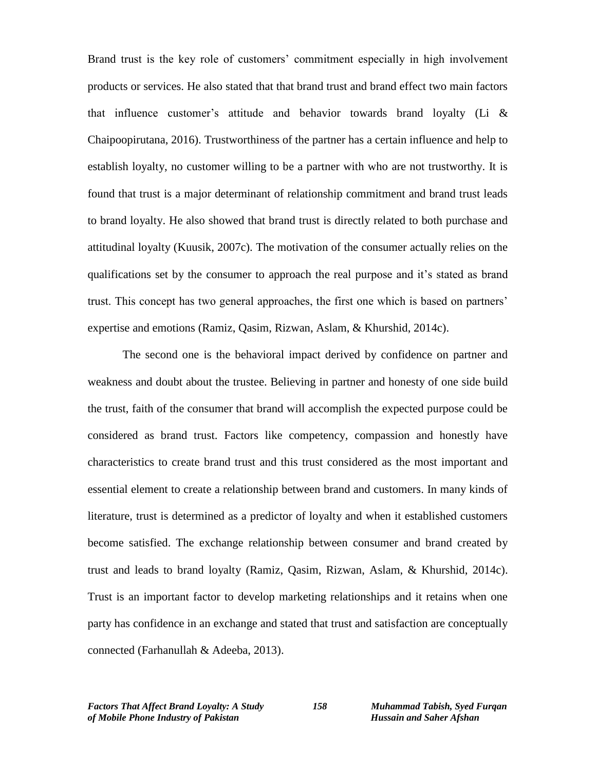Brand trust is the key role of customers' commitment especially in high involvement products or services. He also stated that that brand trust and brand effect two main factors that influence customer's attitude and behavior towards brand loyalty (Li & Chaipoopirutana, 2016). Trustworthiness of the partner has a certain influence and help to establish loyalty, no customer willing to be a partner with who are not trustworthy. It is found that trust is a major determinant of relationship commitment and brand trust leads to brand loyalty. He also showed that brand trust is directly related to both purchase and attitudinal loyalty (Kuusik, 2007c). The motivation of the consumer actually relies on the qualifications set by the consumer to approach the real purpose and it's stated as brand trust. This concept has two general approaches, the first one which is based on partners' expertise and emotions (Ramiz, Qasim, Rizwan, Aslam, & Khurshid, 2014c).

The second one is the behavioral impact derived by confidence on partner and weakness and doubt about the trustee. Believing in partner and honesty of one side build the trust, faith of the consumer that brand will accomplish the expected purpose could be considered as brand trust. Factors like competency, compassion and honestly have characteristics to create brand trust and this trust considered as the most important and essential element to create a relationship between brand and customers. In many kinds of literature, trust is determined as a predictor of loyalty and when it established customers become satisfied. The exchange relationship between consumer and brand created by trust and leads to brand loyalty (Ramiz, Qasim, Rizwan, Aslam, & Khurshid, 2014c). Trust is an important factor to develop marketing relationships and it retains when one party has confidence in an exchange and stated that trust and satisfaction are conceptually connected (Farhanullah & Adeeba, 2013).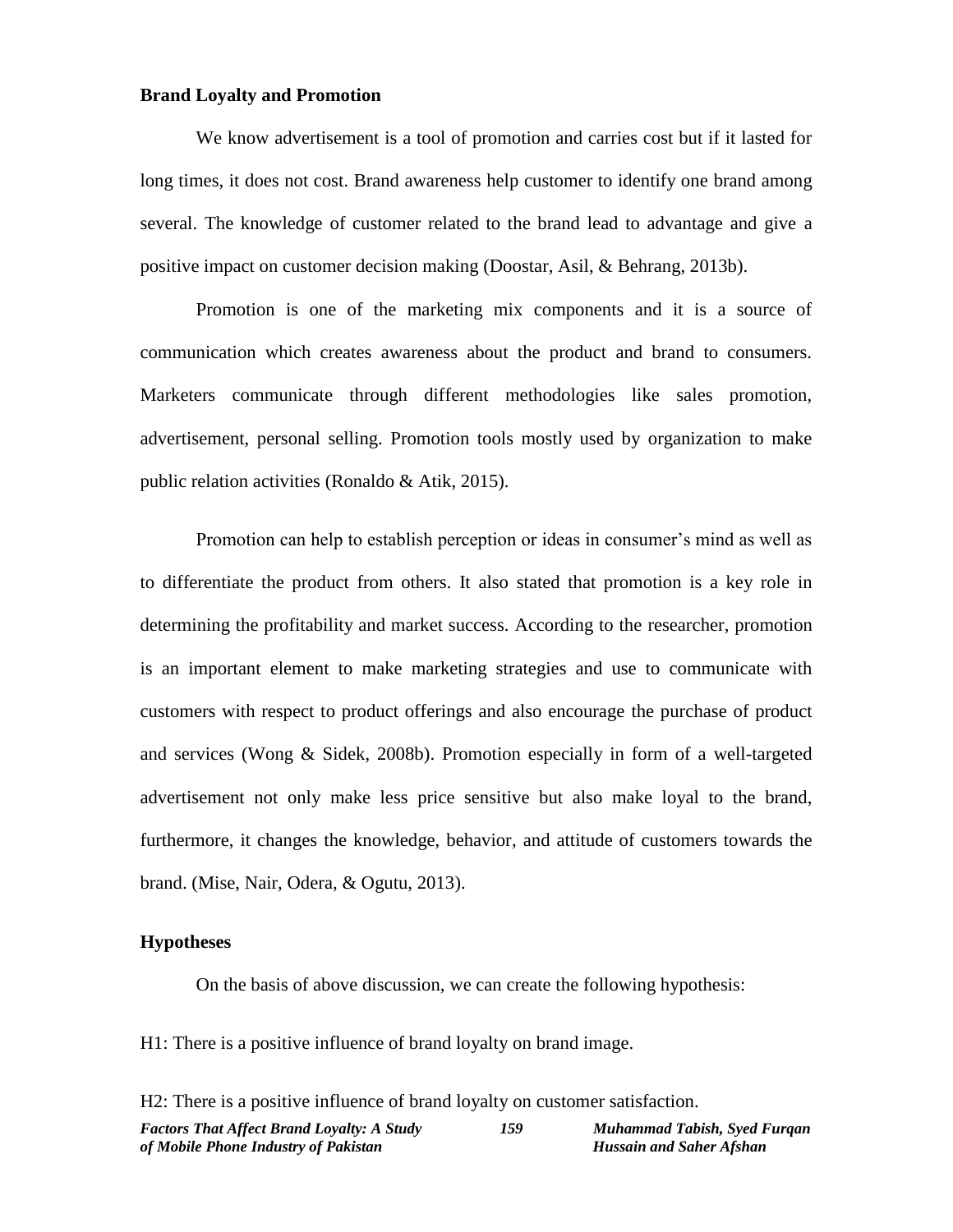**Brand Loyalty and Promotion**

We know advertisement is a tool of promotion and carries cost but if it lasted for long times, it does not cost. Brand awareness help customer to identify one brand among several. The knowledge of customer related to the brand lead to advantage and give a positive impact on customer decision making (Doostar, Asil, & Behrang, 2013b).

Promotion is one of the marketing mix components and it is a source of communication which creates awareness about the product and brand to consumers. Marketers communicate through different methodologies like sales promotion, advertisement, personal selling. Promotion tools mostly used by organization to make public relation activities (Ronaldo & Atik, 2015).

Promotion can help to establish perception or ideas in consumer's mind as well as to differentiate the product from others. It also stated that promotion is a key role in determining the profitability and market success. According to the researcher, promotion is an important element to make marketing strategies and use to communicate with customers with respect to product offerings and also encourage the purchase of product and services (Wong & Sidek, 2008b). Promotion especially in form of a well-targeted advertisement not only make less price sensitive but also make loyal to the brand, furthermore, it changes the knowledge, behavior, and attitude of customers towards the brand. (Mise, Nair, Odera, & Ogutu, 2013).

**Hypotheses**

On the basis of above discussion, we can create the following hypothesis:

H1: There is a positive influence of brand loyalty on brand image.

H2: There is a positive influence of brand loyalty on customer satisfaction.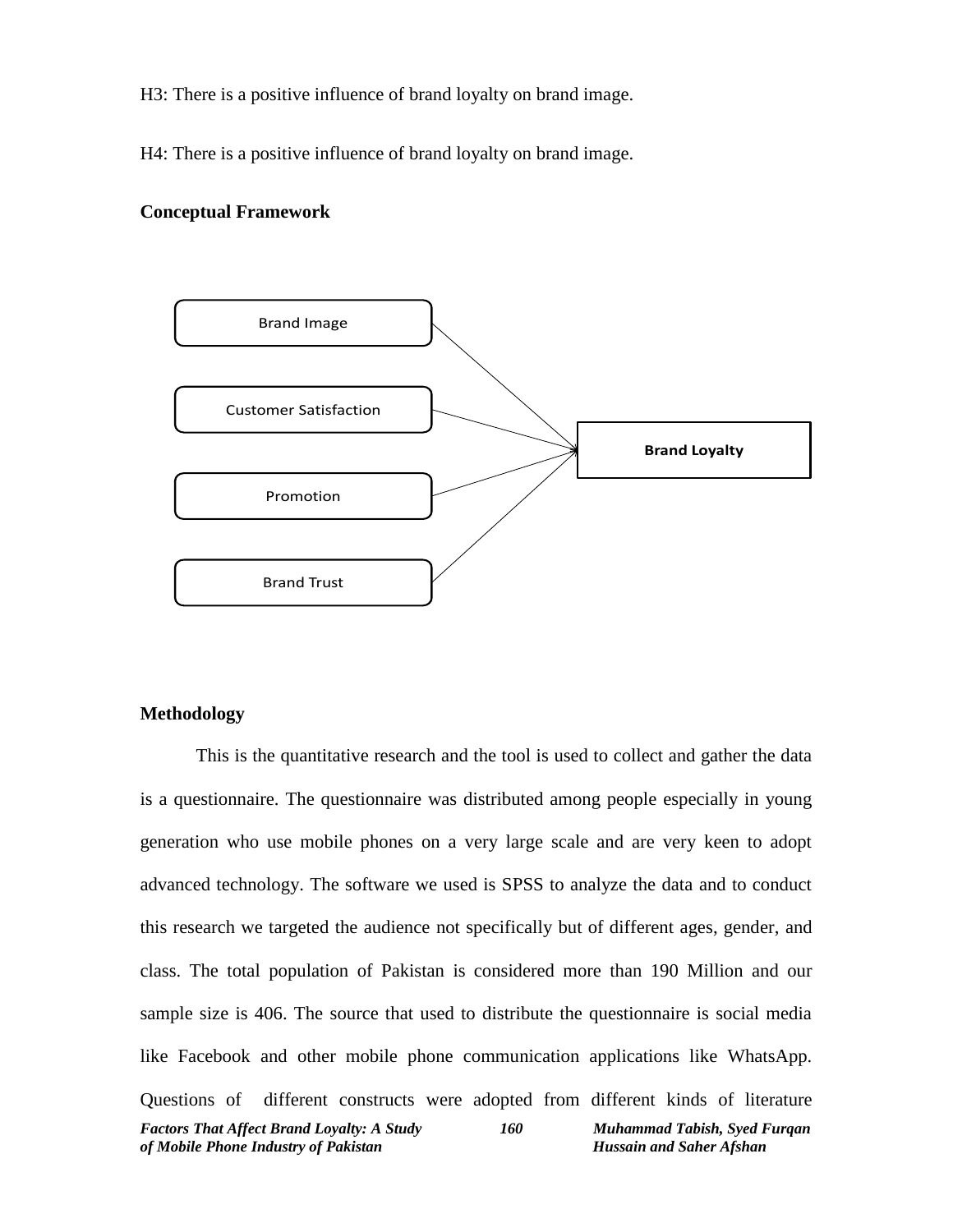H3: There is a positive influence of brand loyalty on brand image.

H4: There is a positive influence of brand loyalty on brand image.

**Conceptual Framework**

Brand Image

Customer Satisfaction

Promotion

Brand Trust

**Brand Loyalty**

**Methodology**

This is the quantitative research and the tool is used to collect and gather the data is a questionnaire. The questionnaire was distributed among people especially in young generation who use mobile phones on a very large scale and are very keen to adopt advanced technology. The software we used is SPSS to analyze the data and to conduct this research we targeted the audience not specifically but of different ages, gender, and class. The total population of Pakistan is considered more than 190 Million and our sample size is 406. The source that used to distribute the questionnaire is social media like Facebook and other mobile phone communication applications like WhatsApp. Questions of different constructs were adopted from different kinds of literature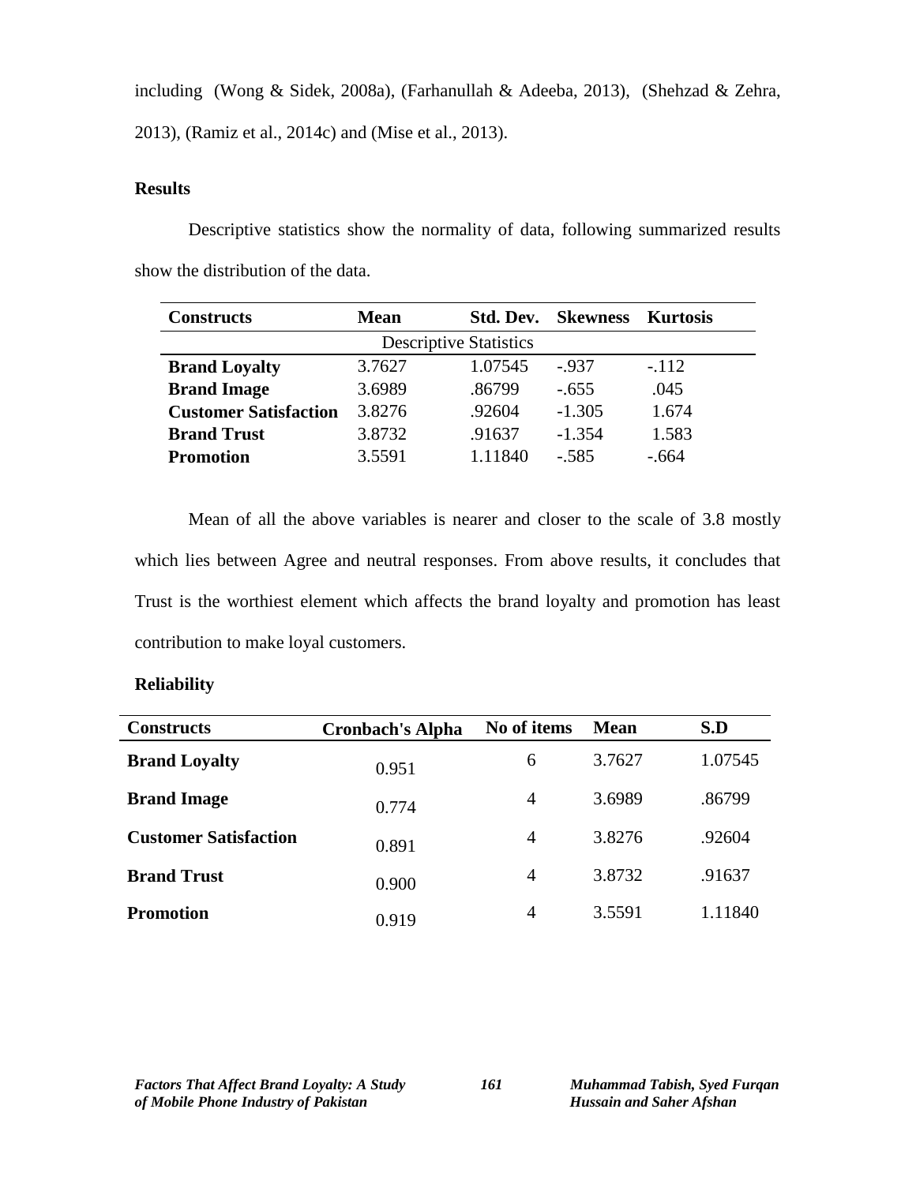including (Wong & Sidek, 2008a), (Farhanullah & Adeeba, 2013), (Shehzad & Zehra, 2013), (Ramiz et al., 2014c) and (Mise et al., 2013).

**Results**

Descriptive statistics show the normality of data, following summarized results show the distribution of the data.

| Constructs | Mean | Std. Dev. | Skewness | Kurtosis |
|---|---|---|---|---|
| | | Descriptive Statistics | | |
| **Brand Loyalty** | 3.7627 | 1.07545 | -.937 | -.112 |
| **Brand Image** | 3.6989 | .86799 | -.655 | .045 |
| **Customer Satisfaction** | 3.8276 | .92604 | -1.305 | 1.674 |
| **Brand Trust** | 3.8732 | .91637 | -1.354 | 1.583 |
| **Promotion** | 3.5591 | 1.11840 | -.585 | -.664 |

Mean of all the above variables is nearer and closer to the scale of 3.8 mostly which lies between Agree and neutral responses. From above results, it concludes that Trust is the worthiest element which affects the brand loyalty and promotion has least contribution to make loyal customers.

**Reliability**

| Constructs | Cronbach's Alpha | No of items | Mean | S.D |
|---|---|---|---|---|
| **Brand Loyalty** | 0.951 | 6 | 3.7627 | 1.07545 |
| **Brand Image** | 0.774 | 4 | 3.6989 | .86799 |
| **Customer Satisfaction** | 0.891 | 4 | 3.8276 | .92604 |
| **Brand Trust** | 0.900 | 4 | 3.8732 | .91637 |
| **Promotion** | 0.919 | 4 | 3.5591 | 1.11840 |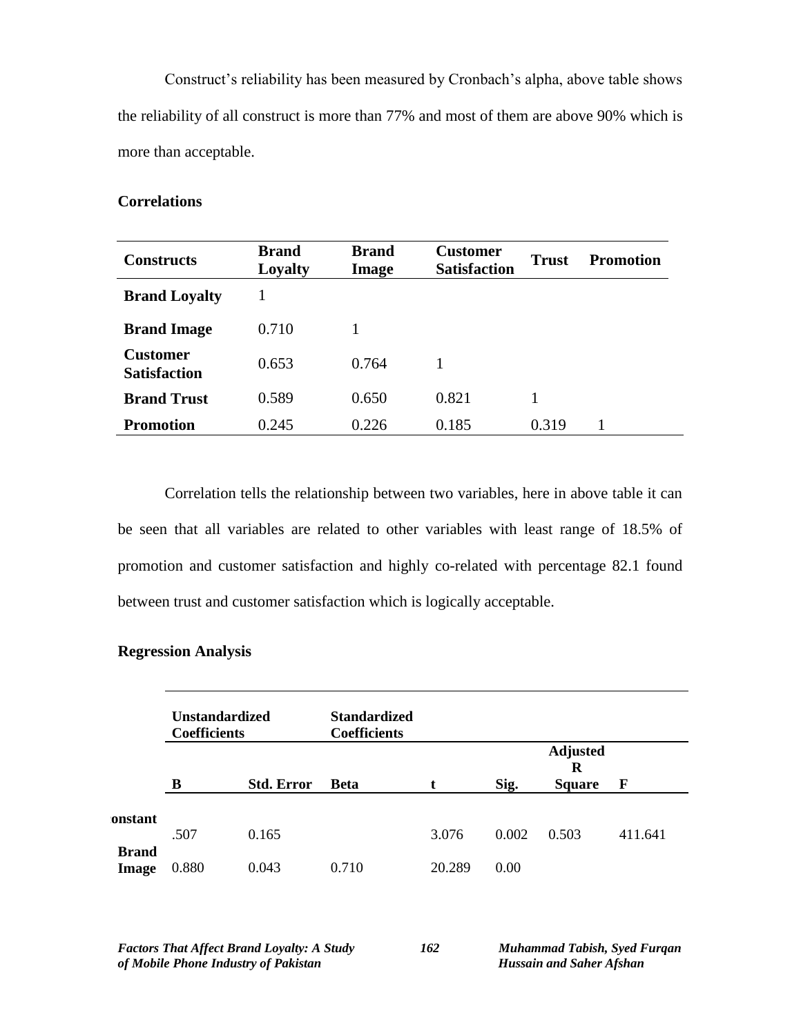Construct's reliability has been measured by Cronbach's alpha, above table shows the reliability of all construct is more than 77% and most of them are above 90% which is more than acceptable.

**Correlations**

| Constructs | Brand Loyalty | Brand Image | Customer Satisfaction | Trust | Promotion |
|---|---|---|---|---|---|
| **Brand Loyalty** | 1 | | | | |
| **Brand Image** | 0.710 | 1 | | | |
| **Customer Satisfaction** | 0.653 | 0.764 | 1 | | |
| **Brand Trust** | 0.589 | 0.650 | 0.821 | 1 | |
| **Promotion** | 0.245 | 0.226 | 0.185 | 0.319 | 1 |

Correlation tells the relationship between two variables, here in above table it can be seen that all variables are related to other variables with least range of 18.5% of promotion and customer satisfaction and highly co-related with percentage 82.1 found between trust and customer satisfaction which is logically acceptable.

**Regression Analysis**

| | Unstandardized Coefficients | | Standardized Coefficients | | | | |
|---|---|---|---|---|---|---|---|
| | **B** | **Std. Error** | **Beta** | **t** | **Sig.** | **Adjusted R Square** | **F** |
| **onstant** | .507 | 0.165 | | 3.076 | 0.002 | 0.503 | 411.641 |
| **Brand Image** | 0.880 | 0.043 | 0.710 | 20.289 | 0.00 | | |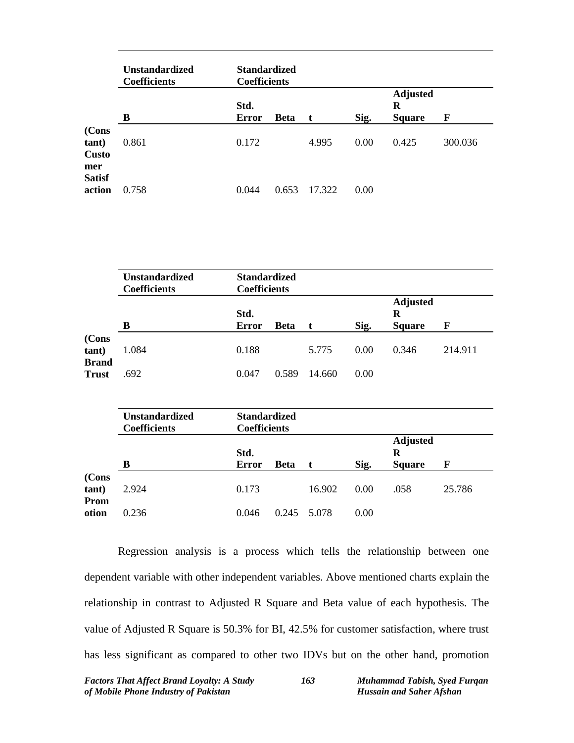| | Unstandardized Coefficients | | Standardized Coefficients | | | | |
|---|---|---|---|---|---|---|---|
| | B | Std. Error | Beta | t | Sig. | Adjusted R Square | F |
| (Constant) | 0.861 | 0.172 | | 4.995 | 0.00 | 0.425 | 300.036 |
| Customer Satisfaction | 0.758 | 0.044 | 0.653 | 17.322 | 0.00 | | |

| | Unstandardized Coefficients | | Standardized Coefficients | | | | |
|---|---|---|---|---|---|---|---|
| | B | Std. Error | Beta | t | Sig. | Adjusted R Square | F |
| (Constant) | 1.084 | 0.188 | | 5.775 | 0.00 | 0.346 | 214.911 |
| Brand Trust | .692 | 0.047 | 0.589 | 14.660 | 0.00 | | |

| | Unstandardized Coefficients | | Standardized Coefficients | | | | |
|---|---|---|---|---|---|---|---|
| | B | Std. Error | Beta | t | Sig. | Adjusted R Square | F |
| (Constant) | 2.924 | 0.173 | | 16.902 | 0.00 | .058 | 25.786 |
| Promotion | 0.236 | 0.046 | 0.245 | 5.078 | 0.00 | | |

Regression analysis is a process which tells the relationship between one dependent variable with other independent variables. Above mentioned charts explain the relationship in contrast to Adjusted R Square and Beta value of each hypothesis. The value of Adjusted R Square is 50.3% for BI, 42.5% for customer satisfaction, where trust has less significant as compared to other two IDVs but on the other hand, promotion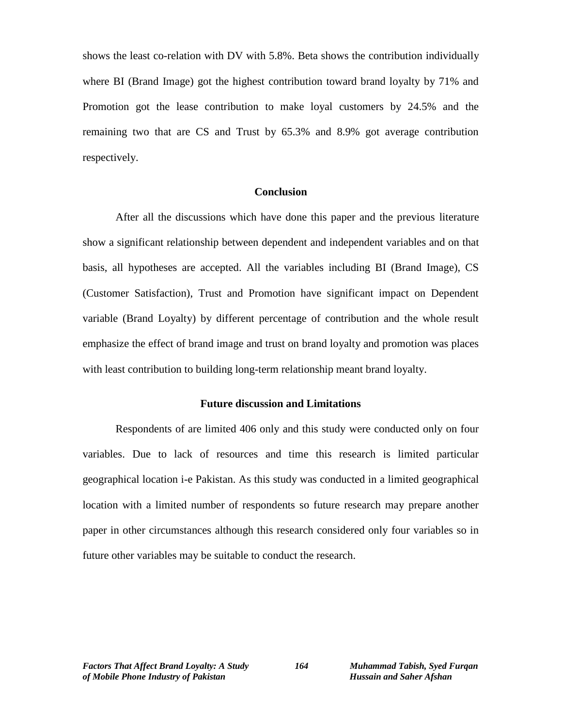shows the least co-relation with DV with 5.8%. Beta shows the contribution individually where BI (Brand Image) got the highest contribution toward brand loyalty by 71% and Promotion got the lease contribution to make loyal customers by 24.5% and the remaining two that are CS and Trust by 65.3% and 8.9% got average contribution respectively.

## Conclusion

After all the discussions which have done this paper and the previous literature show a significant relationship between dependent and independent variables and on that basis, all hypotheses are accepted. All the variables including BI (Brand Image), CS (Customer Satisfaction), Trust and Promotion have significant impact on Dependent variable (Brand Loyalty) by different percentage of contribution and the whole result emphasize the effect of brand image and trust on brand loyalty and promotion was places with least contribution to building long-term relationship meant brand loyalty.

## Future discussion and Limitations

Respondents of are limited 406 only and this study were conducted only on four variables. Due to lack of resources and time this research is limited particular geographical location i-e Pakistan. As this study was conducted in a limited geographical location with a limited number of respondents so future research may prepare another paper in other circumstances although this research considered only four variables so in future other variables may be suitable to conduct the research.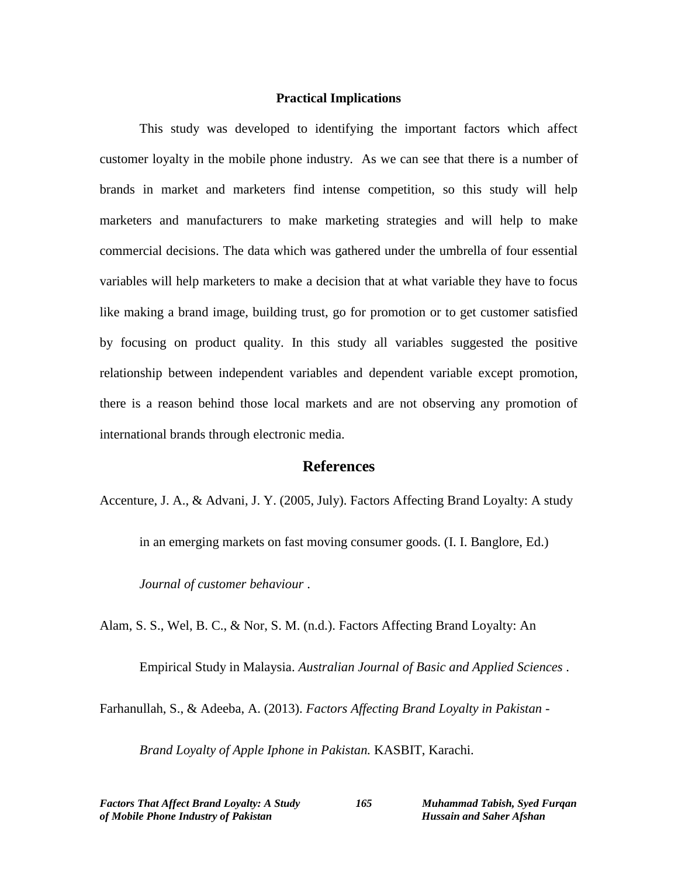## Practical Implications

This study was developed to identifying the important factors which affect customer loyalty in the mobile phone industry. As we can see that there is a number of brands in market and marketers find intense competition, so this study will help marketers and manufacturers to make marketing strategies and will help to make commercial decisions. The data which was gathered under the umbrella of four essential variables will help marketers to make a decision that at what variable they have to focus like making a brand image, building trust, go for promotion or to get customer satisfied by focusing on product quality. In this study all variables suggested the positive relationship between independent variables and dependent variable except promotion, there is a reason behind those local markets and are not observing any promotion of international brands through electronic media.

## References

Accenture, J. A., & Advani, J. Y. (2005, July). Factors Affecting Brand Loyalty: A study in an emerging markets on fast moving consumer goods. (I. I. Banglore, Ed.) *Journal of customer behaviour* .

Alam, S. S., Wel, B. C., & Nor, S. M. (n.d.). Factors Affecting Brand Loyalty: An Empirical Study in Malaysia. *Australian Journal of Basic and Applied Sciences* .

Farhanullah, S., & Adeeba, A. (2013). *Factors Affecting Brand Loyalty in Pakistan - Brand Loyalty of Apple Iphone in Pakistan.* KASBIT, Karachi.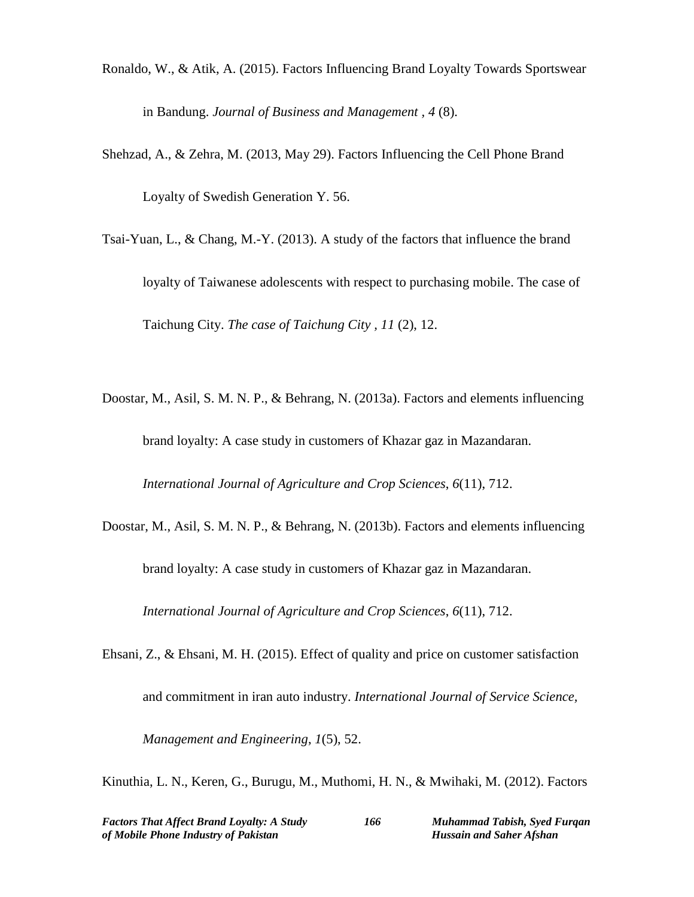Ronaldo, W., & Atik, A. (2015). Factors Influencing Brand Loyalty Towards Sportswear in Bandung. *Journal of Business and Management , 4* (8).

Shehzad, A., & Zehra, M. (2013, May 29). Factors Influencing the Cell Phone Brand Loyalty of Swedish Generation Y. 56.

Tsai-Yuan, L., & Chang, M.-Y. (2013). A study of the factors that influence the brand loyalty of Taiwanese adolescents with respect to purchasing mobile. The case of Taichung City. *The case of Taichung City , 11* (2), 12.

Doostar, M., Asil, S. M. N. P., & Behrang, N. (2013a). Factors and elements influencing brand loyalty: A case study in customers of Khazar gaz in Mazandaran. *International Journal of Agriculture and Crop Sciences*, *6*(11), 712.

Doostar, M., Asil, S. M. N. P., & Behrang, N. (2013b). Factors and elements influencing brand loyalty: A case study in customers of Khazar gaz in Mazandaran. *International Journal of Agriculture and Crop Sciences*, *6*(11), 712.

Ehsani, Z., & Ehsani, M. H. (2015). Effect of quality and price on customer satisfaction and commitment in iran auto industry. *International Journal of Service Science, Management and Engineering*, *1*(5), 52.

Kinuthia, L. N., Keren, G., Burugu, M., Muthomi, H. N., & Mwihaki, M. (2012). Factors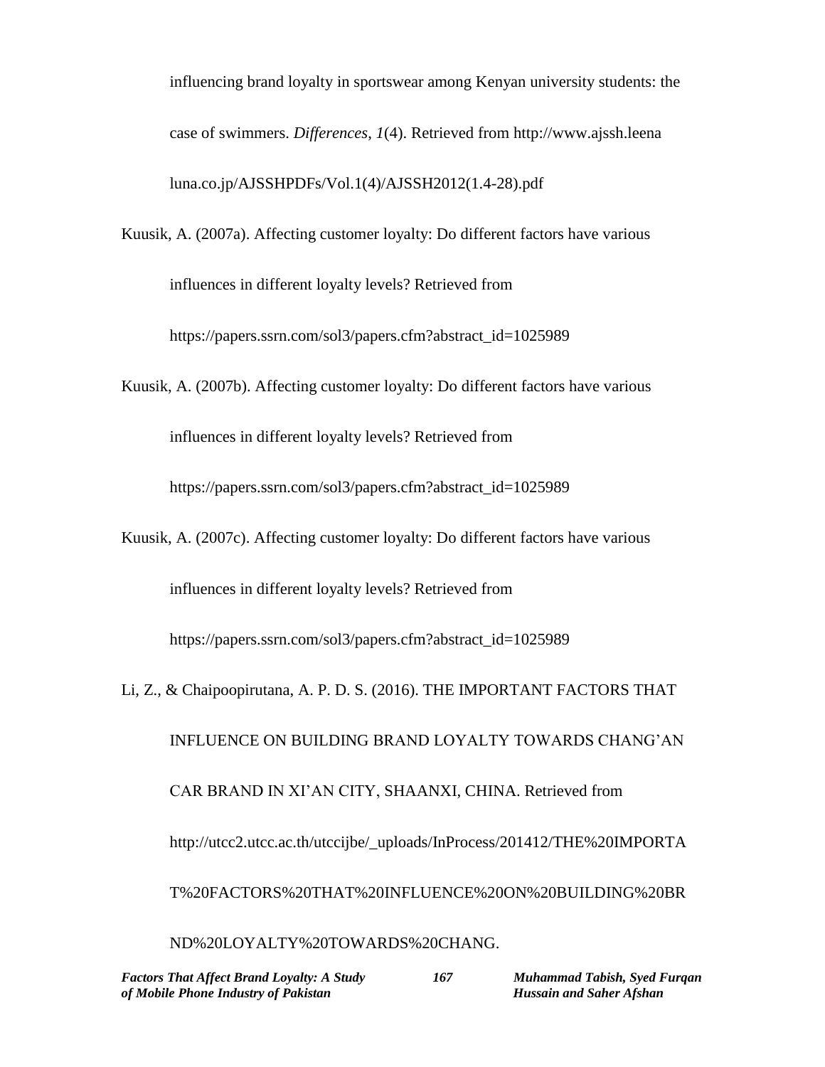influencing brand loyalty in sportswear among Kenyan university students: the case of swimmers. *Differences*, *1*(4). Retrieved from http://www.ajssh.leena luna.co.jp/AJSSHPDFs/Vol.1(4)/AJSSH2012(1.4-28).pdf

Kuusik, A. (2007a). Affecting customer loyalty: Do different factors have various influences in different loyalty levels? Retrieved from https://papers.ssrn.com/sol3/papers.cfm?abstract_id=1025989

Kuusik, A. (2007b). Affecting customer loyalty: Do different factors have various influences in different loyalty levels? Retrieved from https://papers.ssrn.com/sol3/papers.cfm?abstract_id=1025989

Kuusik, A. (2007c). Affecting customer loyalty: Do different factors have various influences in different loyalty levels? Retrieved from https://papers.ssrn.com/sol3/papers.cfm?abstract_id=1025989

Li, Z., & Chaipoopirutana, A. P. D. S. (2016). THE IMPORTANT FACTORS THAT INFLUENCE ON BUILDING BRAND LOYALTY TOWARDS CHANG'AN CAR BRAND IN XI'AN CITY, SHAANXI, CHINA. Retrieved from http://utcc2.utcc.ac.th/utccijbe/_uploads/InProcess/201412/THE%20IMPORTAT%20FACTORS%20THAT%20INFLUENCE%20ON%20BUILDING%20BRND%20LOYALTY%20TOWARDS%20CHANG.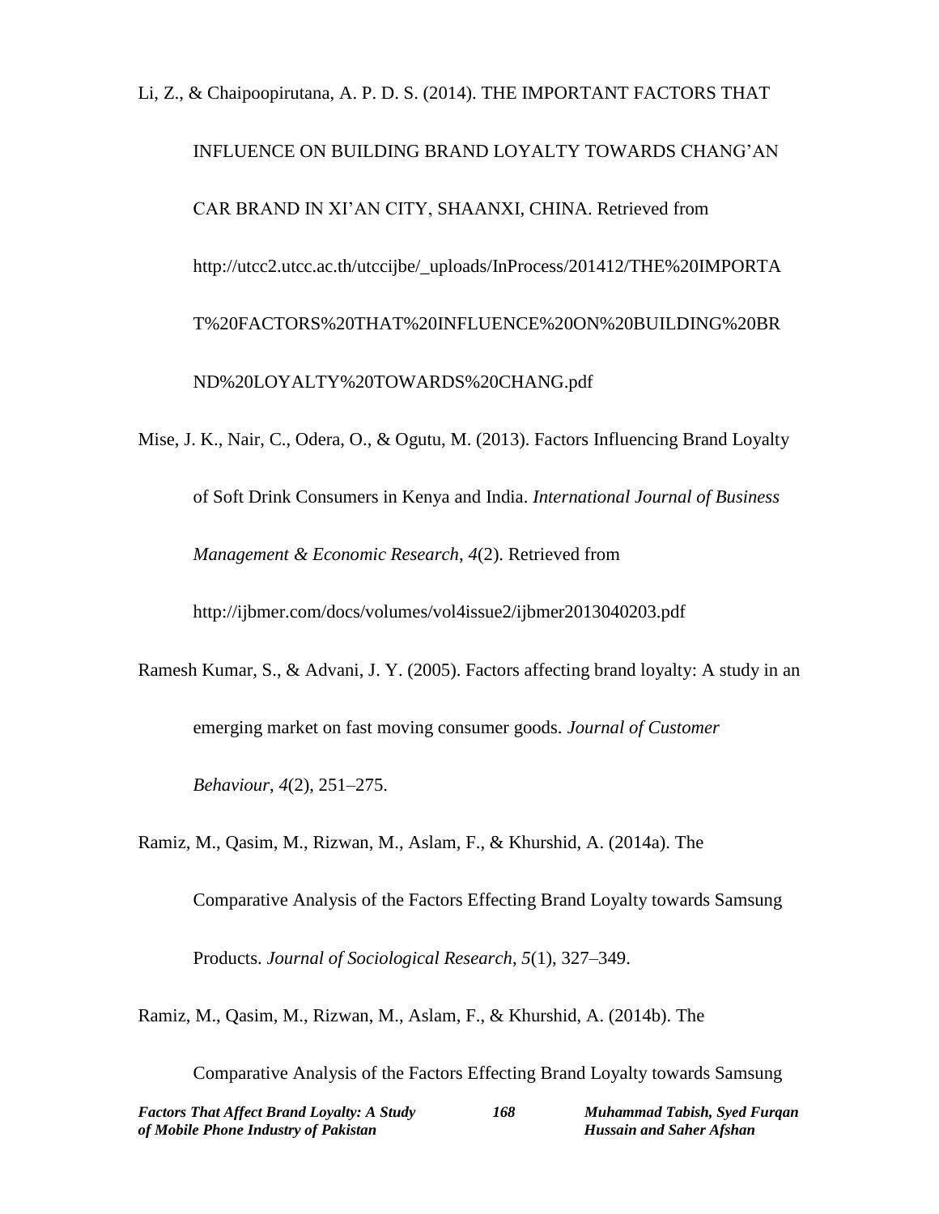Li, Z., & Chaipoopirutana, A. P. D. S. (2014). THE IMPORTANT FACTORS THAT INFLUENCE ON BUILDING BRAND LOYALTY TOWARDS CHANG'AN CAR BRAND IN XI'AN CITY, SHAANXI, CHINA. Retrieved from http://utcc2.utcc.ac.th/utccijbe/_uploads/InProcess/201412/THE%20IMPORTAT%20FACTORS%20THAT%20INFLUENCE%20ON%20BUILDING%20BRND%20LOYALTY%20TOWARDS%20CHANG.pdf

Mise, J. K., Nair, C., Odera, O., & Ogutu, M. (2013). Factors Influencing Brand Loyalty of Soft Drink Consumers in Kenya and India. *International Journal of Business Management & Economic Research*, *4*(2). Retrieved from http://ijbmer.com/docs/volumes/vol4issue2/ijbmer2013040203.pdf

Ramesh Kumar, S., & Advani, J. Y. (2005). Factors affecting brand loyalty: A study in an emerging market on fast moving consumer goods. *Journal of Customer Behaviour*, *4*(2), 251–275.

Ramiz, M., Qasim, M., Rizwan, M., Aslam, F., & Khurshid, A. (2014a). The Comparative Analysis of the Factors Effecting Brand Loyalty towards Samsung Products. *Journal of Sociological Research*, *5*(1), 327–349.

Ramiz, M., Qasim, M., Rizwan, M., Aslam, F., & Khurshid, A. (2014b). The Comparative Analysis of the Factors Effecting Brand Loyalty towards Samsung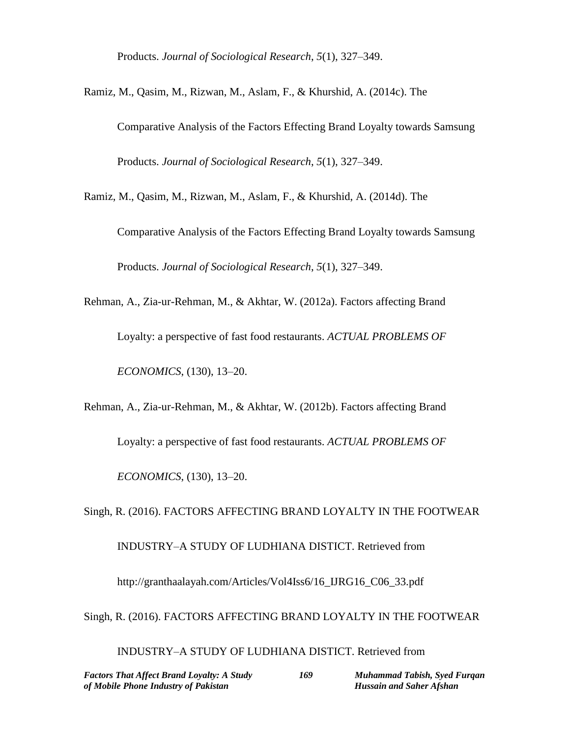Products. *Journal of Sociological Research*, *5*(1), 327–349.

Ramiz, M., Qasim, M., Rizwan, M., Aslam, F., & Khurshid, A. (2014c). The Comparative Analysis of the Factors Effecting Brand Loyalty towards Samsung Products. *Journal of Sociological Research*, *5*(1), 327–349.

Ramiz, M., Qasim, M., Rizwan, M., Aslam, F., & Khurshid, A. (2014d). The Comparative Analysis of the Factors Effecting Brand Loyalty towards Samsung Products. *Journal of Sociological Research*, *5*(1), 327–349.

Rehman, A., Zia-ur-Rehman, M., & Akhtar, W. (2012a). Factors affecting Brand Loyalty: a perspective of fast food restaurants. *ACTUAL PROBLEMS OF ECONOMICS*, (130), 13–20.

Rehman, A., Zia-ur-Rehman, M., & Akhtar, W. (2012b). Factors affecting Brand Loyalty: a perspective of fast food restaurants. *ACTUAL PROBLEMS OF ECONOMICS*, (130), 13–20.

Singh, R. (2016). FACTORS AFFECTING BRAND LOYALTY IN THE FOOTWEAR INDUSTRY–A STUDY OF LUDHIANA DISTICT. Retrieved from http://granthaalayah.com/Articles/Vol4Iss6/16_IJRG16_C06_33.pdf

Singh, R. (2016). FACTORS AFFECTING BRAND LOYALTY IN THE FOOTWEAR INDUSTRY–A STUDY OF LUDHIANA DISTICT. Retrieved from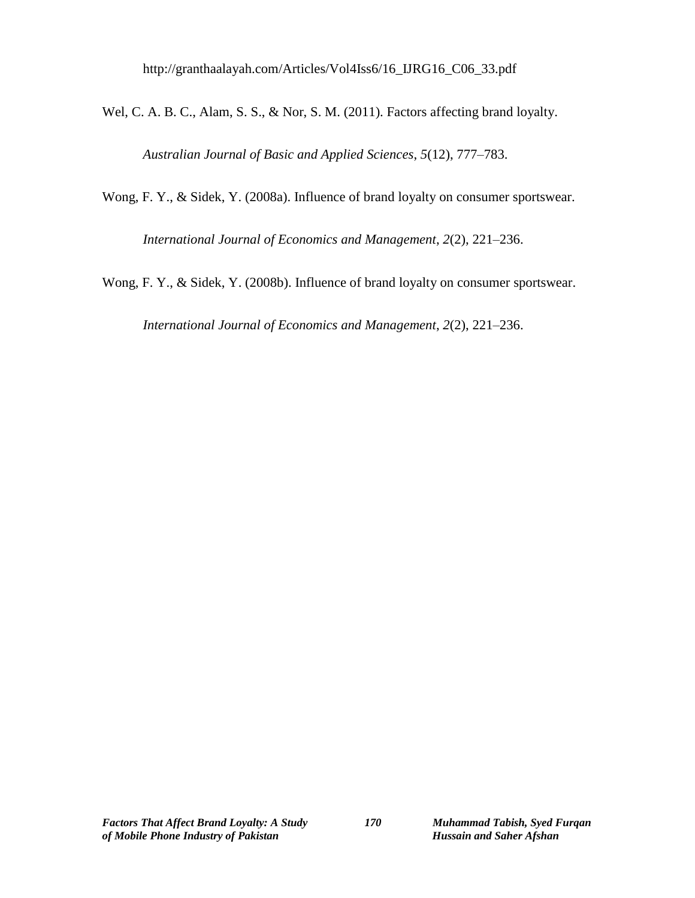http://granthaalayah.com/Articles/Vol4Iss6/16_IJRG16_C06_33.pdf

Wel, C. A. B. C., Alam, S. S., & Nor, S. M. (2011). Factors affecting brand loyalty. *Australian Journal of Basic and Applied Sciences*, *5*(12), 777–783.

Wong, F. Y., & Sidek, Y. (2008a). Influence of brand loyalty on consumer sportswear. *International Journal of Economics and Management*, *2*(2), 221–236.

Wong, F. Y., & Sidek, Y. (2008b). Influence of brand loyalty on consumer sportswear. *International Journal of Economics and Management*, *2*(2), 221–236.